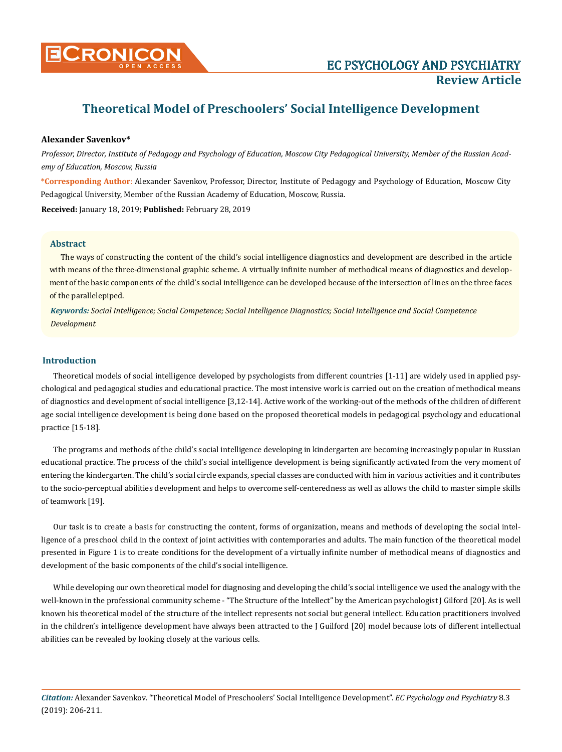# Theoretical Model of Preschoolers' Social Intelligence Development

**Alexander Savenkov***

*Professor, Director, Institute of Pedagogy and Psychology of Education, Moscow City Pedagogical University, Member of the Russian Academy of Education, Moscow, Russia*

***Corresponding Author**: Alexander Savenkov, Professor, Director, Institute of Pedagogy and Psychology of Education, Moscow City Pedagogical University, Member of the Russian Academy of Education, Moscow, Russia.

**Received:** January 18, 2019; **Published:** February 28, 2019

## Abstract

The ways of constructing the content of the child's social intelligence diagnostics and development are described in the article with means of the three-dimensional graphic scheme. A virtually infinite number of methodical means of diagnostics and development of the basic components of the child's social intelligence can be developed because of the intersection of lines on the three faces of the parallelepiped.

***Keywords:*** *Social Intelligence; Social Competence; Social Intelligence Diagnostics; Social Intelligence and Social Competence Development*

## Introduction

Theoretical models of social intelligence developed by psychologists from different countries [1-11] are widely used in applied psychological and pedagogical studies and educational practice. The most intensive work is carried out on the creation of methodical means of diagnostics and development of social intelligence [3,12-14]. Active work of the working-out of the methods of the children of different age social intelligence development is being done based on the proposed theoretical models in pedagogical psychology and educational practice [15-18].

The programs and methods of the child's social intelligence developing in kindergarten are becoming increasingly popular in Russian educational practice. The process of the child's social intelligence development is being significantly activated from the very moment of entering the kindergarten. The child's social circle expands, special classes are conducted with him in various activities and it contributes to the socio-perceptual abilities development and helps to overcome self-centeredness as well as allows the child to master simple skills of teamwork [19].

Our task is to create a basis for constructing the content, forms of organization, means and methods of developing the social intelligence of a preschool child in the context of joint activities with contemporaries and adults. The main function of the theoretical model presented in Figure 1 is to create conditions for the development of a virtually infinite number of methodical means of diagnostics and development of the basic components of the child's social intelligence.

While developing our own theoretical model for diagnosing and developing the child's social intelligence we used the analogy with the well-known in the professional community scheme - "The Structure of the Intellect" by the American psychologist J Gilford [20]. As is well known his theoretical model of the structure of the intellect represents not social but general intellect. Education practitioners involved in the children's intelligence development have always been attracted to the J Guilford [20] model because lots of different intellectual abilities can be revealed by looking closely at the various cells.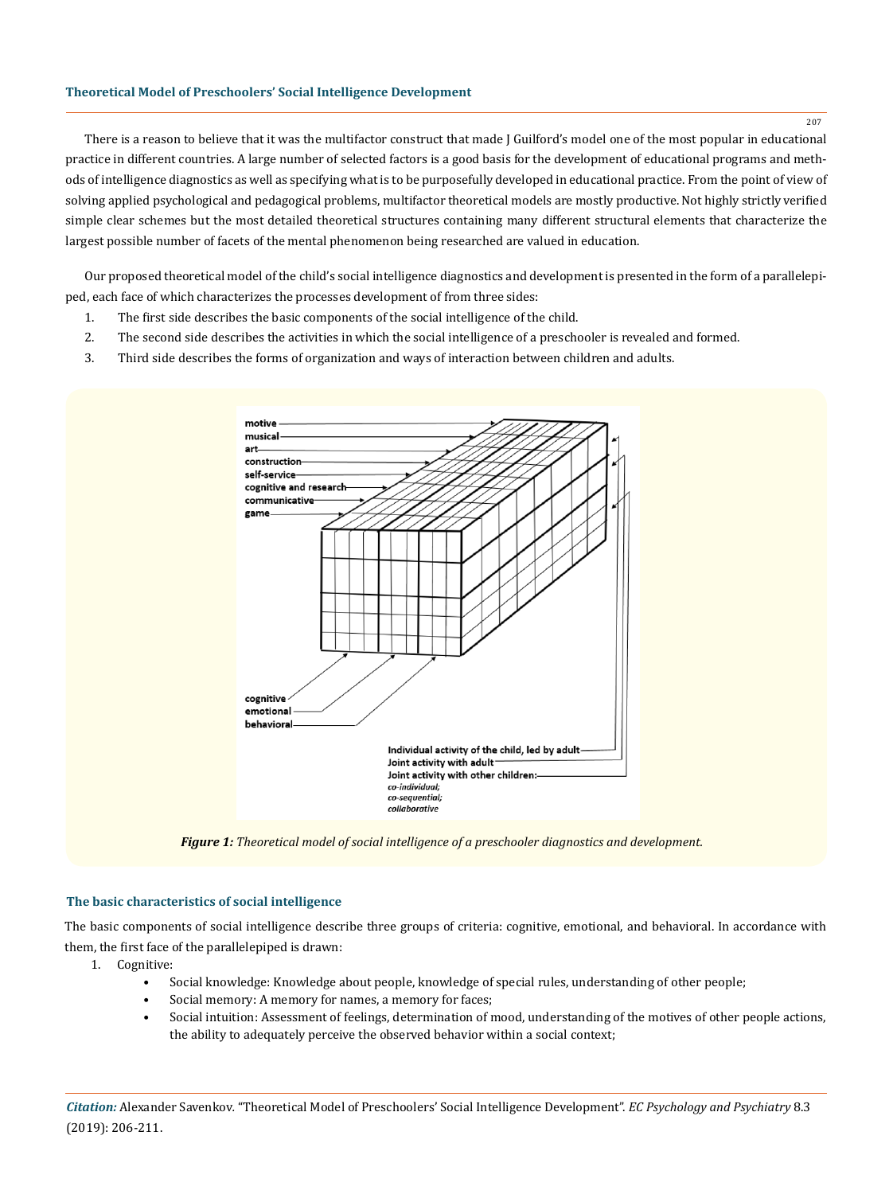There is a reason to believe that it was the multifactor construct that made J Guilford's model one of the most popular in educational practice in different countries. A large number of selected factors is a good basis for the development of educational programs and methods of intelligence diagnostics as well as specifying what is to be purposefully developed in educational practice. From the point of view of solving applied psychological and pedagogical problems, multifactor theoretical models are mostly productive. Not highly strictly verified simple clear schemes but the most detailed theoretical structures containing many different structural elements that characterize the largest possible number of facets of the mental phenomenon being researched are valued in education.

Our proposed theoretical model of the child's social intelligence diagnostics and development is presented in the form of a parallelepiped, each face of which characterizes the processes development of from three sides:

1. The first side describes the basic components of the social intelligence of the child.
2. The second side describes the activities in which the social intelligence of a preschooler is revealed and formed.
3. Third side describes the forms of organization and ways of interaction between children and adults.

***Figure 1:*** *Theoretical model of social intelligence of a preschooler diagnostics and development.*

## The basic characteristics of social intelligence

The basic components of social intelligence describe three groups of criteria: cognitive, emotional, and behavioral. In accordance with them, the first face of the parallelepiped is drawn:

1. Cognitive:
    - Social knowledge: Knowledge about people, knowledge of special rules, understanding of other people;
    - Social memory: A memory for names, a memory for faces;
    - Social intuition: Assessment of feelings, determination of mood, understanding of the motives of other people actions, the ability to adequately perceive the observed behavior within a social context;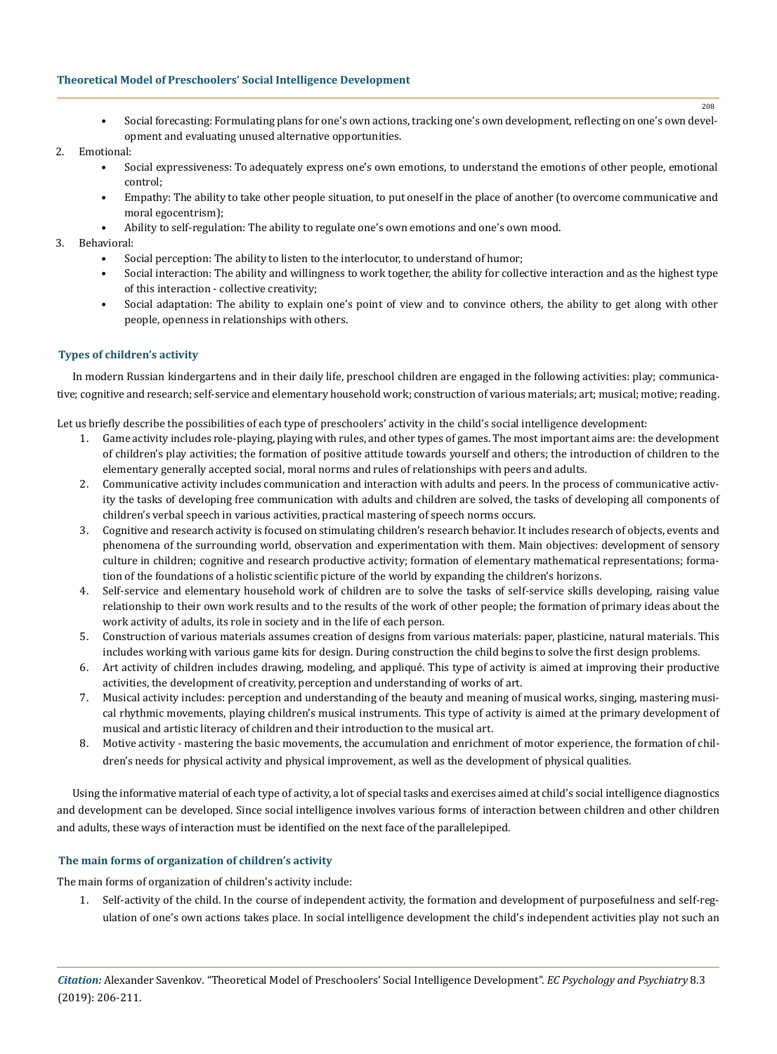- Social forecasting: Formulating plans for one's own actions, tracking one's own development, reflecting on one's own development and evaluating unused alternative opportunities.

2. Emotional:
   - Social expressiveness: To adequately express one's own emotions, to understand the emotions of other people, emotional control;
   - Empathy: The ability to take other people situation, to put oneself in the place of another (to overcome communicative and moral egocentrism);
   - Ability to self-regulation: The ability to regulate one's own emotions and one's own mood.
3. Behavioral:
   - Social perception: The ability to listen to the interlocutor, to understand of humor;
   - Social interaction: The ability and willingness to work together, the ability for collective interaction and as the highest type of this interaction - collective creativity;
   - Social adaptation: The ability to explain one's point of view and to convince others, the ability to get along with other people, openness in relationships with others.

## Types of children's activity

In modern Russian kindergartens and in their daily life, preschool children are engaged in the following activities: play; communicative; cognitive and research; self-service and elementary household work; construction of various materials; art; musical; motive; reading.

Let us briefly describe the possibilities of each type of preschoolers' activity in the child's social intelligence development:

1. Game activity includes role-playing, playing with rules, and other types of games. The most important aims are: the development of children's play activities; the formation of positive attitude towards yourself and others; the introduction of children to the elementary generally accepted social, moral norms and rules of relationships with peers and adults.
2. Communicative activity includes communication and interaction with adults and peers. In the process of communicative activity the tasks of developing free communication with adults and children are solved, the tasks of developing all components of children's verbal speech in various activities, practical mastering of speech norms occurs.
3. Cognitive and research activity is focused on stimulating children's research behavior. It includes research of objects, events and phenomena of the surrounding world, observation and experimentation with them. Main objectives: development of sensory culture in children; cognitive and research productive activity; formation of elementary mathematical representations; formation of the foundations of a holistic scientific picture of the world by expanding the children's horizons.
4. Self-service and elementary household work of children are to solve the tasks of self-service skills developing, raising value relationship to their own work results and to the results of the work of other people; the formation of primary ideas about the work activity of adults, its role in society and in the life of each person.
5. Construction of various materials assumes creation of designs from various materials: paper, plasticine, natural materials. This includes working with various game kits for design. During construction the child begins to solve the first design problems.
6. Art activity of children includes drawing, modeling, and appliqué. This type of activity is aimed at improving their productive activities, the development of creativity, perception and understanding of works of art.
7. Musical activity includes: perception and understanding of the beauty and meaning of musical works, singing, mastering musical rhythmic movements, playing children's musical instruments. This type of activity is aimed at the primary development of musical and artistic literacy of children and their introduction to the musical art.
8. Motive activity - mastering the basic movements, the accumulation and enrichment of motor experience, the formation of children's needs for physical activity and physical improvement, as well as the development of physical qualities.

Using the informative material of each type of activity, a lot of special tasks and exercises aimed at child's social intelligence diagnostics and development can be developed. Since social intelligence involves various forms of interaction between children and other children and adults, these ways of interaction must be identified on the next face of the parallelepiped.

## The main forms of organization of children's activity

The main forms of organization of children's activity include:

1. Self-activity of the child. In the course of independent activity, the formation and development of purposefulness and self-regulation of one's own actions takes place. In social intelligence development the child's independent activities play not such an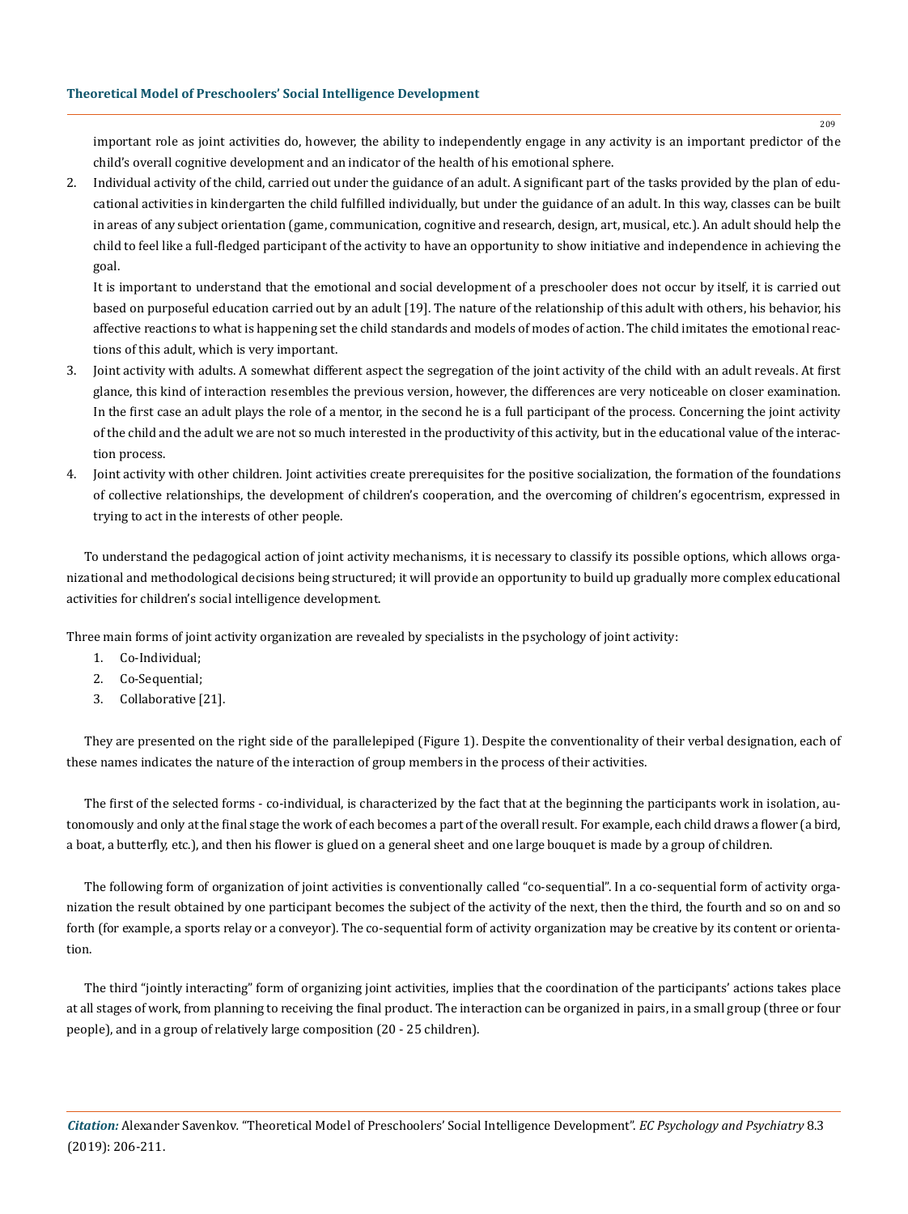important role as joint activities do, however, the ability to independently engage in any activity is an important predictor of the child's overall cognitive development and an indicator of the health of his emotional sphere.

2. Individual activity of the child, carried out under the guidance of an adult. A significant part of the tasks provided by the plan of educational activities in kindergarten the child fulfilled individually, but under the guidance of an adult. In this way, classes can be built in areas of any subject orientation (game, communication, cognitive and research, design, art, musical, etc.). An adult should help the child to feel like a full-fledged participant of the activity to have an opportunity to show initiative and independence in achieving the goal.

   It is important to understand that the emotional and social development of a preschooler does not occur by itself, it is carried out based on purposeful education carried out by an adult [19]. The nature of the relationship of this adult with others, his behavior, his affective reactions to what is happening set the child standards and models of modes of action. The child imitates the emotional reactions of this adult, which is very important.

3. Joint activity with adults. A somewhat different aspect the segregation of the joint activity of the child with an adult reveals. At first glance, this kind of interaction resembles the previous version, however, the differences are very noticeable on closer examination. In the first case an adult plays the role of a mentor, in the second he is a full participant of the process. Concerning the joint activity of the child and the adult we are not so much interested in the productivity of this activity, but in the educational value of the interaction process.

4. Joint activity with other children. Joint activities create prerequisites for the positive socialization, the formation of the foundations of collective relationships, the development of children's cooperation, and the overcoming of children's egocentrism, expressed in trying to act in the interests of other people.

To understand the pedagogical action of joint activity mechanisms, it is necessary to classify its possible options, which allows organizational and methodological decisions being structured; it will provide an opportunity to build up gradually more complex educational activities for children's social intelligence development.

Three main forms of joint activity organization are revealed by specialists in the psychology of joint activity:

1. Co-Individual;
2. Co-Sequential;
3. Collaborative [21].

They are presented on the right side of the parallelepiped (Figure 1). Despite the conventionality of their verbal designation, each of these names indicates the nature of the interaction of group members in the process of their activities.

The first of the selected forms - co-individual, is characterized by the fact that at the beginning the participants work in isolation, autonomously and only at the final stage the work of each becomes a part of the overall result. For example, each child draws a flower (a bird, a boat, a butterfly, etc.), and then his flower is glued on a general sheet and one large bouquet is made by a group of children.

The following form of organization of joint activities is conventionally called "co-sequential". In a co-sequential form of activity organization the result obtained by one participant becomes the subject of the activity of the next, then the third, the fourth and so on and so forth (for example, a sports relay or a conveyor). The co-sequential form of activity organization may be creative by its content or orientation.

The third "jointly interacting" form of organizing joint activities, implies that the coordination of the participants' actions takes place at all stages of work, from planning to receiving the final product. The interaction can be organized in pairs, in a small group (three or four people), and in a group of relatively large composition (20 - 25 children).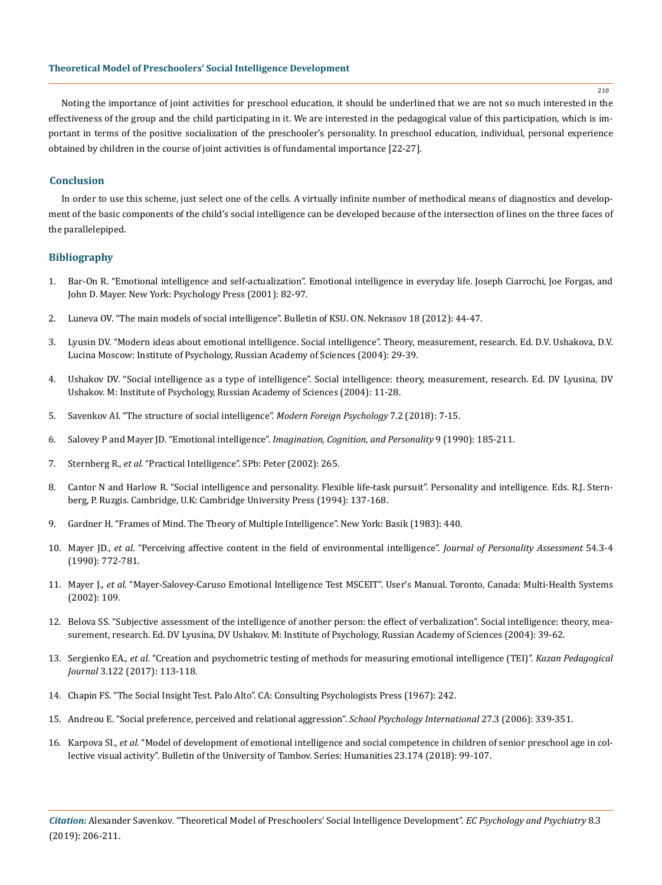Noting the importance of joint activities for preschool education, it should be underlined that we are not so much interested in the effectiveness of the group and the child participating in it. We are interested in the pedagogical value of this participation, which is important in terms of the positive socialization of the preschooler's personality. In preschool education, individual, personal experience obtained by children in the course of joint activities is of fundamental importance [22-27].

## Conclusion

In order to use this scheme, just select one of the cells. A virtually infinite number of methodical means of diagnostics and development of the basic components of the child's social intelligence can be developed because of the intersection of lines on the three faces of the parallelepiped.

## Bibliography

1. Bar-On R. "Emotional intelligence and self-actualization". Emotional intelligence in everyday life. Joseph Ciarrochi, Joe Forgas, and John D. Mayer. New York: Psychology Press (2001): 82-97.
2. Luneva OV. "The main models of social intelligence". Bulletin of KSU. ON. Nekrasov 18 (2012): 44-47.
3. Lyusin DV. "Modern ideas about emotional intelligence. Social intelligence". Theory, measurement, research. Ed. D.V. Ushakova, D.V. Lucina Moscow: Institute of Psychology, Russian Academy of Sciences (2004): 29-39.
4. Ushakov DV. "Social intelligence as a type of intelligence". Social intelligence: theory, measurement, research. Ed. DV Lyusina, DV Ushakov. M: Institute of Psychology, Russian Academy of Sciences (2004): 11-28.
5. Savenkov AI. "The structure of social intelligence". *Modern Foreign Psychology* 7.2 (2018): 7-15.
6. Salovey P and Mayer JD. "Emotional intelligence". *Imagination, Cognition, and Personality* 9 (1990): 185-211.
7. Sternberg R., *et al*. "Practical Intelligence". SPb: Peter (2002): 265.
8. Cantor N and Harlow R. "Social intelligence and personality. Flexible life-task pursuit". Personality and intelligence. Eds. R.J. Sternberg, P. Ruzgis. Cambridge, U.K: Cambridge University Press (1994): 137-168.
9. Gardner H. "Frames of Mind. The Theory of Multiple Intelligence". New York: Basik (1983): 440.
10. Mayer JD., *et al*. "Perceiving affective content in the field of environmental intelligence". *Journal of Personality Assessment* 54.3-4 (1990): 772-781.
11. Mayer J., *et al*. "Mayer-Salovey-Caruso Emotional Intelligence Test MSCEIT". User's Manual. Toronto, Canada: Multi-Health Systems (2002): 109.
12. Belova SS. "Subjective assessment of the intelligence of another person: the effect of verbalization". Social intelligence: theory, measurement, research. Ed. DV Lyusina, DV Ushakov. M: Institute of Psychology, Russian Academy of Sciences (2004): 39-62.
13. Sergienko EA., *et al*. "Creation and psychometric testing of methods for measuring emotional intelligence (TEI)". *Kazan Pedagogical Journal* 3.122 (2017): 113-118.
14. Chapin FS. "The Social Insight Test. Palo Alto". CA: Consulting Psychologists Press (1967): 242.
15. Andreou E. "Social preference, perceived and relational aggression". *School Psychology International* 27.3 (2006): 339-351.
16. Karpova SI., *et al*. "Model of development of emotional intelligence and social competence in children of senior preschool age in collective visual activity". Bulletin of the University of Tambov. Series: Humanities 23.174 (2018): 99-107.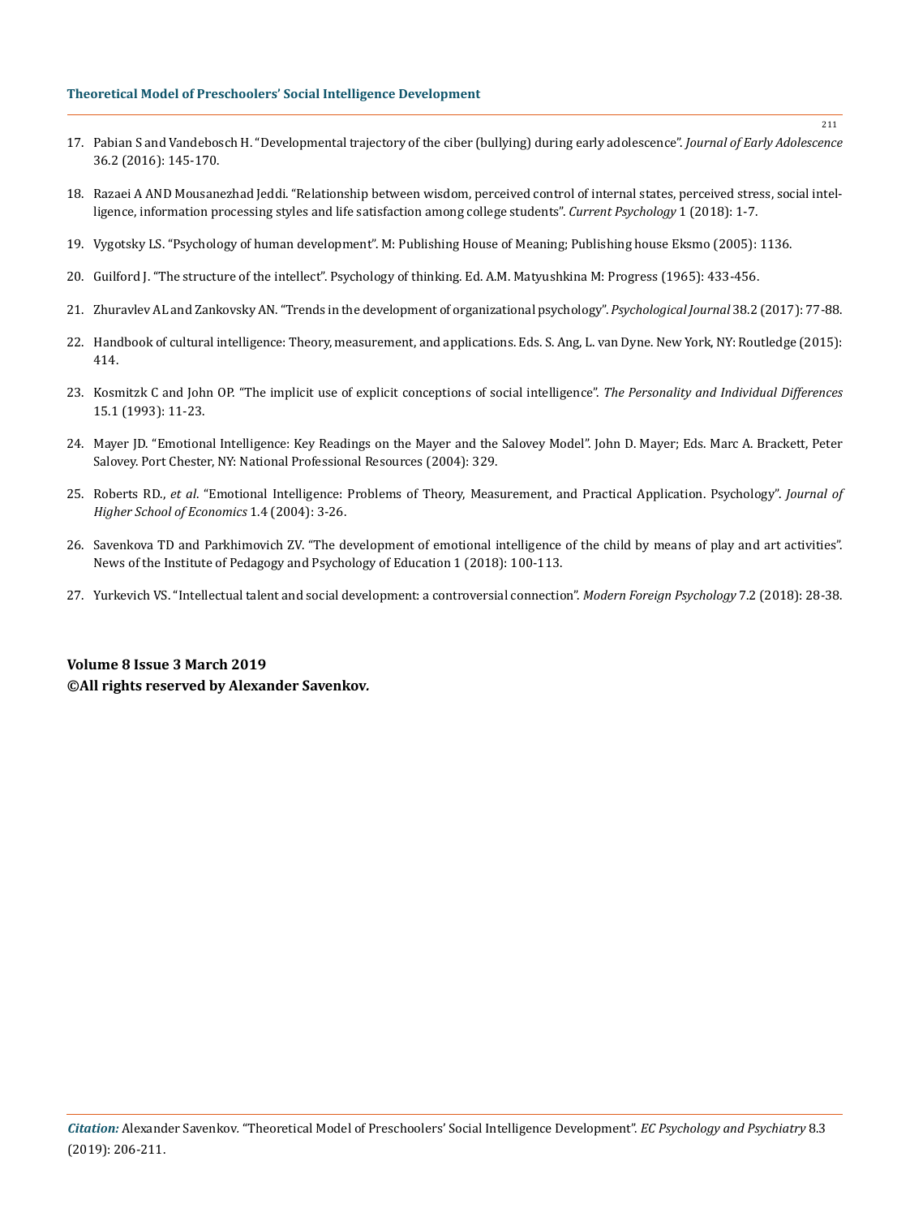17. Pabian S and Vandebosch H. "Developmental trajectory of the ciber (bullying) during early adolescence". *Journal of Early Adolescence* 36.2 (2016): 145-170.

18. Razaei A AND Mousanezhad Jeddi. "Relationship between wisdom, perceived control of internal states, perceived stress, social intelligence, information processing styles and life satisfaction among college students". *Current Psychology* 1 (2018): 1-7.

19. Vygotsky LS. "Psychology of human development". M: Publishing House of Meaning; Publishing house Eksmo (2005): 1136.

20. Guilford J. "The structure of the intellect". Psychology of thinking. Ed. A.M. Matyushkina M: Progress (1965): 433-456.

21. Zhuravlev AL and Zankovsky AN. "Trends in the development of organizational psychology". *Psychological Journal* 38.2 (2017): 77-88.

22. Handbook of cultural intelligence: Theory, measurement, and applications. Eds. S. Ang, L. van Dyne. New York, NY: Routledge (2015): 414.

23. Kosmitzk C and John OP. "The implicit use of explicit conceptions of social intelligence". *The Personality and Individual Differences* 15.1 (1993): 11-23.

24. Mayer JD. "Emotional Intelligence: Key Readings on the Mayer and the Salovey Model". John D. Mayer; Eds. Marc A. Brackett, Peter Salovey. Port Chester, NY: National Professional Resources (2004): 329.

25. Roberts RD., *et al*. "Emotional Intelligence: Problems of Theory, Measurement, and Practical Application. Psychology". *Journal of Higher School of Economics* 1.4 (2004): 3-26.

26. Savenkova TD and Parkhimovich ZV. "The development of emotional intelligence of the child by means of play and art activities". News of the Institute of Pedagogy and Psychology of Education 1 (2018): 100-113.

27. Yurkevich VS. "Intellectual talent and social development: a controversial connection". *Modern Foreign Psychology* 7.2 (2018): 28-38.

**Volume 8 Issue 3 March 2019**
**©All rights reserved by Alexander Savenkov.**